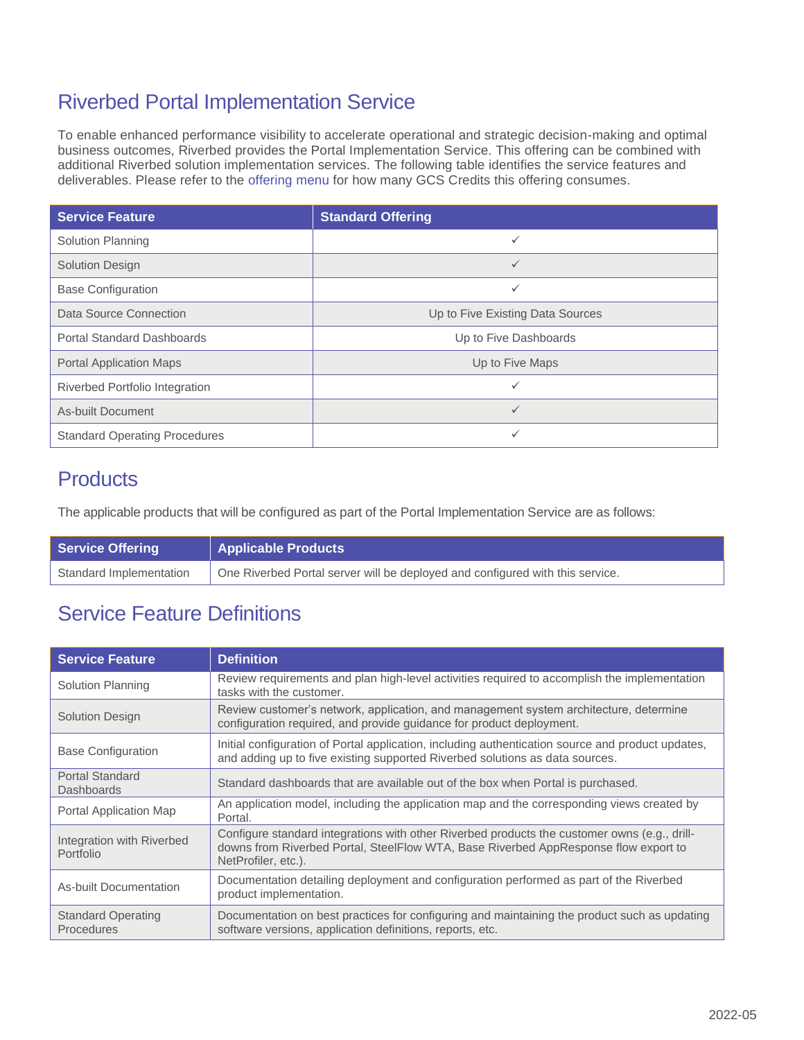## Riverbed Portal Implementation Service

To enable enhanced performance visibility to accelerate operational and strategic decision-making and optimal business outcomes, Riverbed provides the Portal Implementation Service. This offering can be combined with additional Riverbed solution implementation services. The following table identifies the service features and deliverables. Please refer to the offering menu for how many GCS Credits this offering consumes.

| Service Feature | Standard Offering |
|---|---|
| Solution Planning | ✓ |
| Solution Design | ✓ |
| Base Configuration | ✓ |
| Data Source Connection | Up to Five Existing Data Sources |
| Portal Standard Dashboards | Up to Five Dashboards |
| Portal Application Maps | Up to Five Maps |
| Riverbed Portfolio Integration | ✓ |
| As-built Document | ✓ |
| Standard Operating Procedures | ✓ |

## Products

The applicable products that will be configured as part of the Portal Implementation Service are as follows:

| Service Offering | Applicable Products |
|---|---|
| Standard Implementation | One Riverbed Portal server will be deployed and configured with this service. |

## Service Feature Definitions

| Service Feature | Definition |
|---|---|
| Solution Planning | Review requirements and plan high-level activities required to accomplish the implementation tasks with the customer. |
| Solution Design | Review customer's network, application, and management system architecture, determine configuration required, and provide guidance for product deployment. |
| Base Configuration | Initial configuration of Portal application, including authentication source and product updates, and adding up to five existing supported Riverbed solutions as data sources. |
| Portal Standard Dashboards | Standard dashboards that are available out of the box when Portal is purchased. |
| Portal Application Map | An application model, including the application map and the corresponding views created by Portal. |
| Integration with Riverbed Portfolio | Configure standard integrations with other Riverbed products the customer owns (e.g., drill-downs from Riverbed Portal, SteelFlow WTA, Base Riverbed AppResponse flow export to NetProfiler, etc.). |
| As-built Documentation | Documentation detailing deployment and configuration performed as part of the Riverbed product implementation. |
| Standard Operating Procedures | Documentation on best practices for configuring and maintaining the product such as updating software versions, application definitions, reports, etc. |

2022-05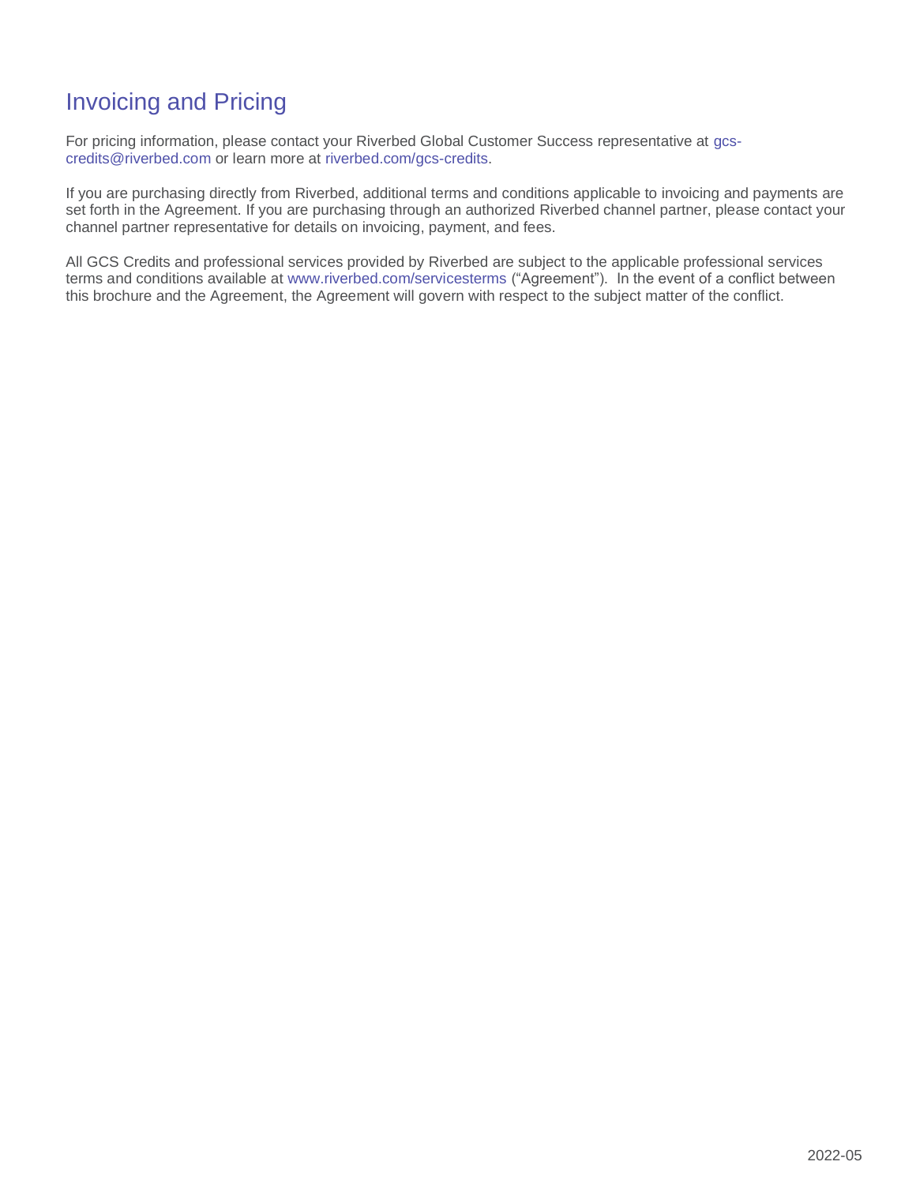## Invoicing and Pricing

For pricing information, please contact your Riverbed Global Customer Success representative at gcs-credits@riverbed.com or learn more at riverbed.com/gcs-credits.

If you are purchasing directly from Riverbed, additional terms and conditions applicable to invoicing and payments are set forth in the Agreement. If you are purchasing through an authorized Riverbed channel partner, please contact your channel partner representative for details on invoicing, payment, and fees.

All GCS Credits and professional services provided by Riverbed are subject to the applicable professional services terms and conditions available at www.riverbed.com/servicesterms ("Agreement"). In the event of a conflict between this brochure and the Agreement, the Agreement will govern with respect to the subject matter of the conflict.

2022-05